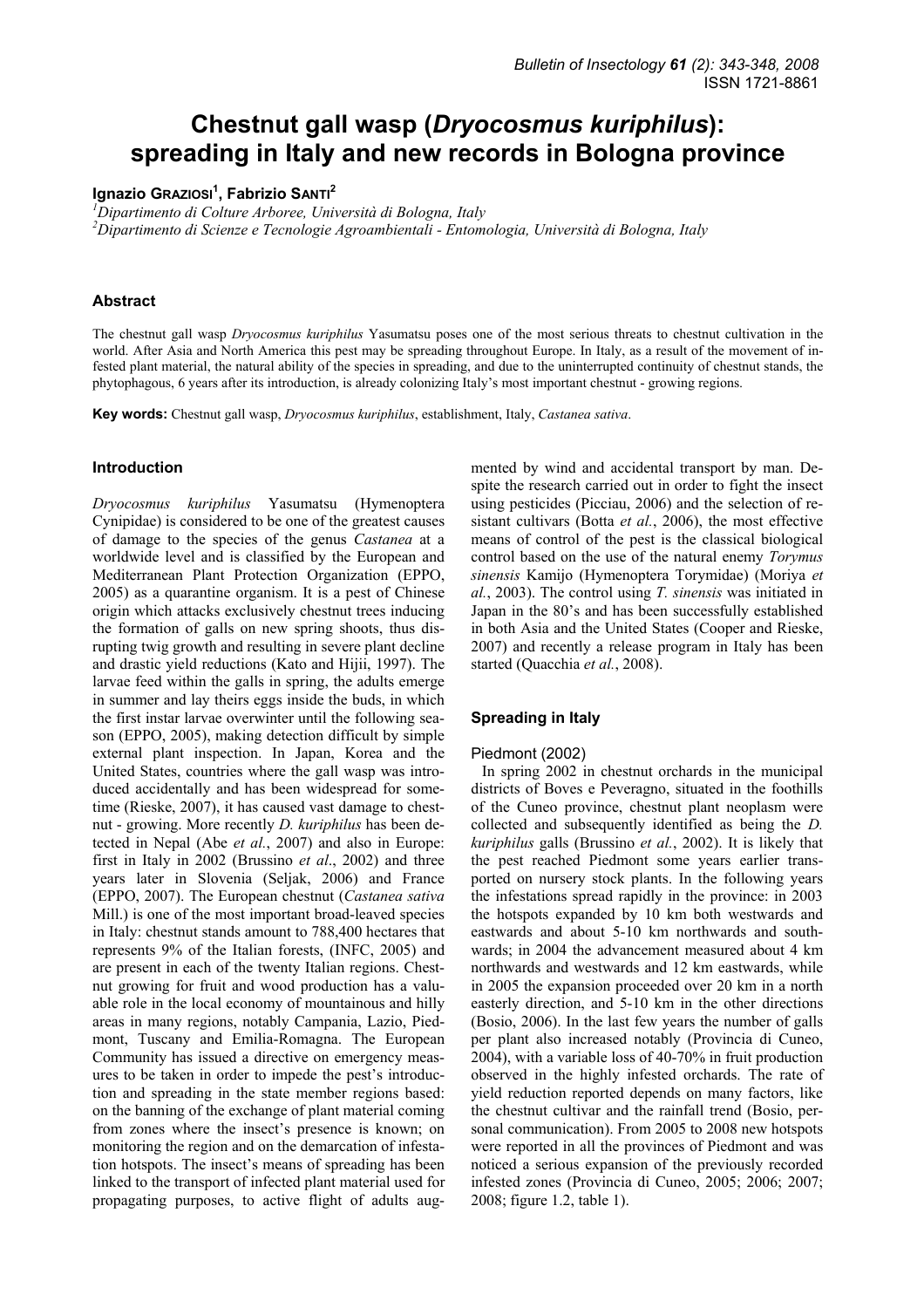# Chestnut gall wasp (*Dryocosmus kuriphilus*): spreading in Italy and new records in Bologna province

**Ignazio Graziosi[1], Fabrizio Santi[2]**

[1]*Dipartimento di Colture Arboree, Università di Bologna, Italy*
[2]*Dipartimento di Scienze e Tecnologie Agroambientali - Entomologia, Università di Bologna, Italy*

## Abstract

The chestnut gall wasp *Dryocosmus kuriphilus* Yasumatsu poses one of the most serious threats to chestnut cultivation in the world. After Asia and North America this pest may be spreading throughout Europe. In Italy, as a result of the movement of infested plant material, the natural ability of the species in spreading, and due to the uninterrupted continuity of chestnut stands, the phytophagous, 6 years after its introduction, is already colonizing Italy's most important chestnut - growing regions.

**Key words:** Chestnut gall wasp, *Dryocosmus kuriphilus*, establishment, Italy, *Castanea sativa*.

## Introduction

*Dryocosmus kuriphilus* Yasumatsu (Hymenoptera Cynipidae) is considered to be one of the greatest causes of damage to the species of the genus *Castanea* at a worldwide level and is classified by the European and Mediterranean Plant Protection Organization (EPPO, 2005) as a quarantine organism. It is a pest of Chinese origin which attacks exclusively chestnut trees inducing the formation of galls on new spring shoots, thus disrupting twig growth and resulting in severe plant decline and drastic yield reductions (Kato and Hijii, 1997). The larvae feed within the galls in spring, the adults emerge in summer and lay theirs eggs inside the buds, in which the first instar larvae overwinter until the following season (EPPO, 2005), making detection difficult by simple external plant inspection. In Japan, Korea and the United States, countries where the gall wasp was introduced accidentally and has been widespread for sometime (Rieske, 2007), it has caused vast damage to chestnut - growing. More recently *D. kuriphilus* has been detected in Nepal (Abe *et al.*, 2007) and also in Europe: first in Italy in 2002 (Brussino *et al*., 2002) and three years later in Slovenia (Seljak, 2006) and France (EPPO, 2007). The European chestnut (*Castanea sativa* Mill.) is one of the most important broad-leaved species in Italy: chestnut stands amount to 788,400 hectares that represents 9% of the Italian forests, (INFC, 2005) and are present in each of the twenty Italian regions. Chestnut growing for fruit and wood production has a valuable role in the local economy of mountainous and hilly areas in many regions, notably Campania, Lazio, Piedmont, Tuscany and Emilia-Romagna. The European Community has issued a directive on emergency measures to be taken in order to impede the pest's introduction and spreading in the state member regions based: on the banning of the exchange of plant material coming from zones where the insect's presence is known; on monitoring the region and on the demarcation of infestation hotspots. The insect's means of spreading has been linked to the transport of infected plant material used for propagating purposes, to active flight of adults augmented by wind and accidental transport by man. Despite the research carried out in order to fight the insect using pesticides (Picciau, 2006) and the selection of resistant cultivars (Botta *et al.*, 2006), the most effective means of control of the pest is the classical biological control based on the use of the natural enemy *Torymus sinensis* Kamijo (Hymenoptera Torymidae) (Moriya *et al.*, 2003). The control using *T. sinensis* was initiated in Japan in the 80's and has been successfully established in both Asia and the United States (Cooper and Rieske, 2007) and recently a release program in Italy has been started (Quacchia *et al.*, 2008).

## Spreading in Italy

### Piedmont (2002)

In spring 2002 in chestnut orchards in the municipal districts of Boves e Peveragno, situated in the foothills of the Cuneo province, chestnut plant neoplasm were collected and subsequently identified as being the *D. kuriphilus* galls (Brussino *et al.*, 2002). It is likely that the pest reached Piedmont some years earlier transported on nursery stock plants. In the following years the infestations spread rapidly in the province: in 2003 the hotspots expanded by 10 km both westwards and eastwards and about 5-10 km northwards and southwards; in 2004 the advancement measured about 4 km northwards and westwards and 12 km eastwards, while in 2005 the expansion proceeded over 20 km in a north easterly direction, and 5-10 km in the other directions (Bosio, 2006). In the last few years the number of galls per plant also increased notably (Provincia di Cuneo, 2004), with a variable loss of 40-70% in fruit production observed in the highly infested orchards. The rate of yield reduction reported depends on many factors, like the chestnut cultivar and the rainfall trend (Bosio, personal communication). From 2005 to 2008 new hotspots were reported in all the provinces of Piedmont and was noticed a serious expansion of the previously recorded infested zones (Provincia di Cuneo, 2005; 2006; 2007; 2008; figure 1.2, table 1).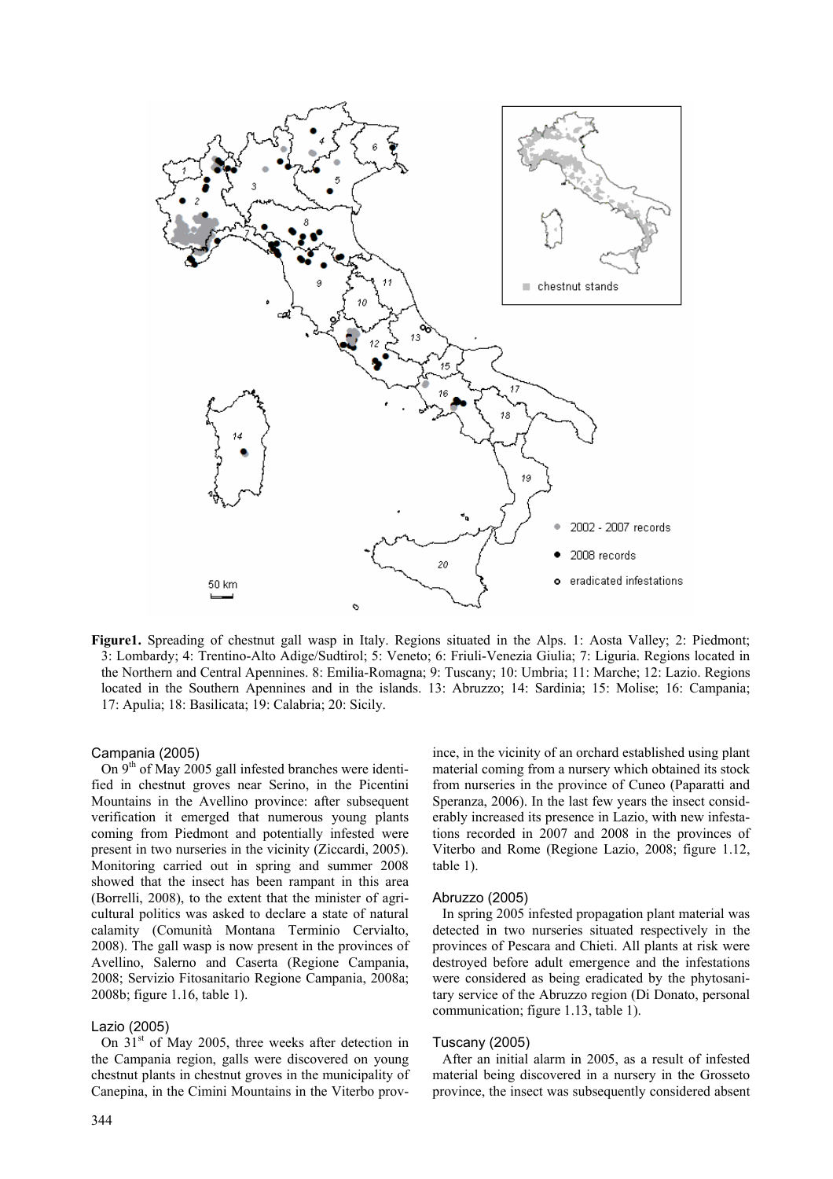**Figure1.** Spreading of chestnut gall wasp in Italy. Regions situated in the Alps. 1: Aosta Valley; 2: Piedmont; 3: Lombardy; 4: Trentino-Alto Adige/Sudtirol; 5: Veneto; 6: Friuli-Venezia Giulia; 7: Liguria. Regions located in the Northern and Central Apennines. 8: Emilia-Romagna; 9: Tuscany; 10: Umbria; 11: Marche; 12: Lazio. Regions located in the Southern Apennines and in the islands. 13: Abruzzo; 14: Sardinia; 15: Molise; 16: Campania; 17: Apulia; 18: Basilicata; 19: Calabria; 20: Sicily.

### Campania (2005)

On 9th of May 2005 gall infested branches were identified in chestnut groves near Serino, in the Picentini Mountains in the Avellino province: after subsequent verification it emerged that numerous young plants coming from Piedmont and potentially infested were present in two nurseries in the vicinity (Ziccardi, 2005). Monitoring carried out in spring and summer 2008 showed that the insect has been rampant in this area (Borrelli, 2008), to the extent that the minister of agricultural politics was asked to declare a state of natural calamity (Comunità Montana Terminio Cervialto, 2008). The gall wasp is now present in the provinces of Avellino, Salerno and Caserta (Regione Campania, 2008; Servizio Fitosanitario Regione Campania, 2008a; 2008b; figure 1.16, table 1).

### Lazio (2005)

On 31st of May 2005, three weeks after detection in the Campania region, galls were discovered on young chestnut plants in chestnut groves in the municipality of Canepina, in the Cimini Mountains in the Viterbo province, in the vicinity of an orchard established using plant material coming from a nursery which obtained its stock from nurseries in the province of Cuneo (Paparatti and Speranza, 2006). In the last few years the insect considerably increased its presence in Lazio, with new infestations recorded in 2007 and 2008 in the provinces of Viterbo and Rome (Regione Lazio, 2008; figure 1.12, table 1).

### Abruzzo (2005)

In spring 2005 infested propagation plant material was detected in two nurseries situated respectively in the provinces of Pescara and Chieti. All plants at risk were destroyed before adult emergence and the infestations were considered as being eradicated by the phytosanitary service of the Abruzzo region (Di Donato, personal communication; figure 1.13, table 1).

### Tuscany (2005)

After an initial alarm in 2005, as a result of infested material being discovered in a nursery in the Grosseto province, the insect was subsequently considered absent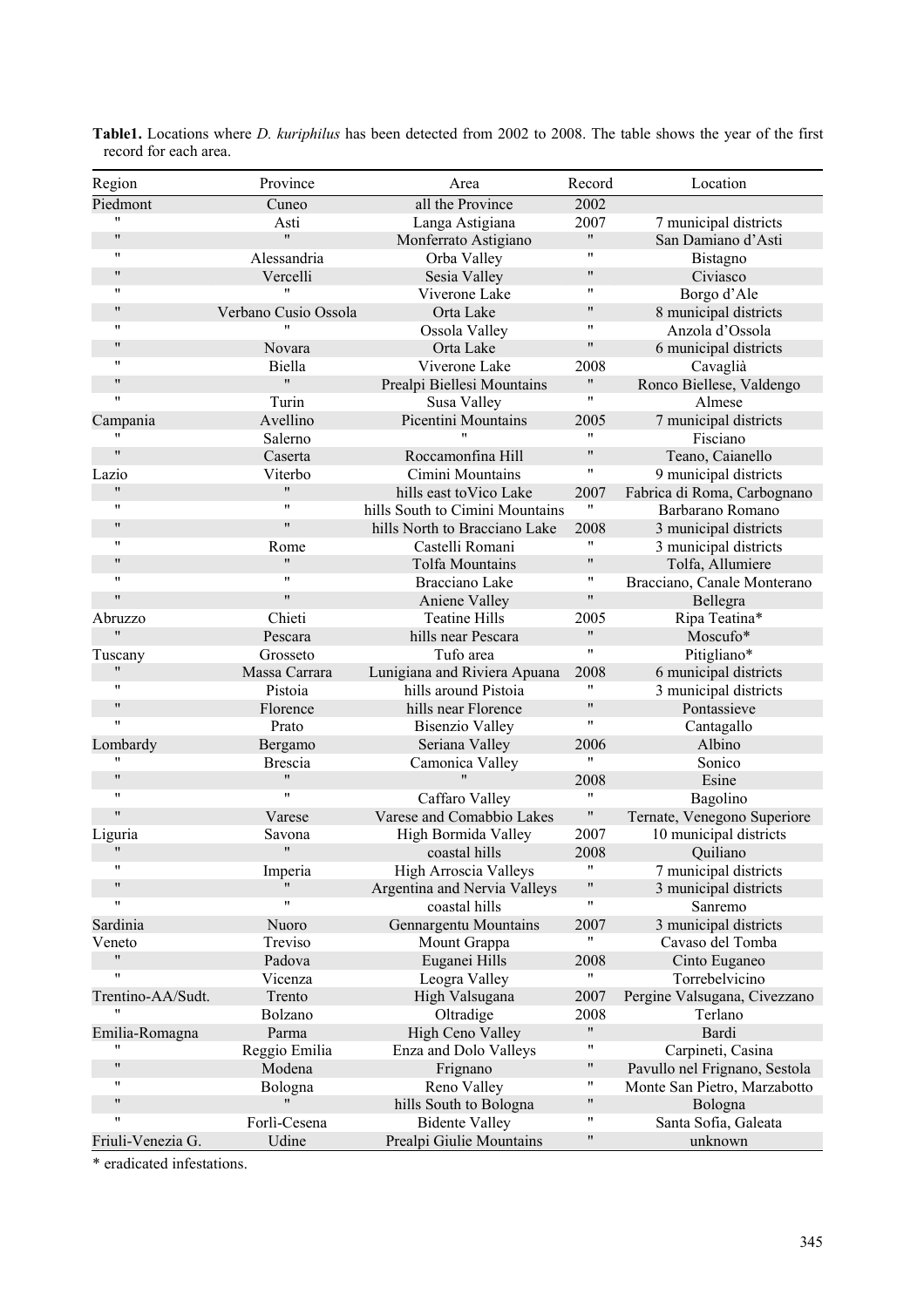**Table1.** Locations where *D. kuriphilus* has been detected from 2002 to 2008. The table shows the year of the first record for each area.

| Region | Province | Area | Record | Location |
|---|---|---|---|---|
| Piedmont | Cuneo | all the Province | 2002 | |
| " | Asti | Langa Astigiana | 2007 | 7 municipal districts |
| " | " | Monferrato Astigiano | " | San Damiano d'Asti |
| " | Alessandria | Orba Valley | " | Bistagno |
| " | Vercelli | Sesia Valley | " | Civiasco |
| " | " | Viverone Lake | " | Borgo d'Ale |
| " | Verbano Cusio Ossola | Orta Lake | " | 8 municipal districts |
| " | " | Ossola Valley | " | Anzola d'Ossola |
| " | Novara | Orta Lake | " | 6 municipal districts |
| " | Biella | Viverone Lake | 2008 | Cavaglià |
| " | " | Prealpi Biellesi Mountains | " | Ronco Biellese, Valdengo |
| " | Turin | Susa Valley | " | Almese |
| Campania | Avellino | Picentini Mountains | 2005 | 7 municipal districts |
| " | Salerno | " | " | Fisciano |
| " | Caserta | Roccamonfina Hill | " | Teano, Caianello |
| Lazio | Viterbo | Cimini Mountains | " | 9 municipal districts |
| " | " | hills east toVico Lake | 2007 | Fabrica di Roma, Carbognano |
| " | " | hills South to Cimini Mountains | " | Barbarano Romano |
| " | " | hills North to Bracciano Lake | 2008 | 3 municipal districts |
| " | Rome | Castelli Romani | " | 3 municipal districts |
| " | " | Tolfa Mountains | " | Tolfa, Allumiere |
| " | " | Bracciano Lake | " | Bracciano, Canale Monterano |
| " | " | Aniene Valley | " | Bellegra |
| Abruzzo | Chieti | Teatine Hills | 2005 | Ripa Teatina* |
| " | Pescara | hills near Pescara | " | Moscufo* |
| Tuscany | Grosseto | Tufo area | " | Pitigliano* |
| " | Massa Carrara | Lunigiana and Riviera Apuana | 2008 | 6 municipal districts |
| " | Pistoia | hills around Pistoia | " | 3 municipal districts |
| " | Florence | hills near Florence | " | Pontassieve |
| " | Prato | Bisenzio Valley | " | Cantagallo |
| Lombardy | Bergamo | Seriana Valley | 2006 | Albino |
| " | Brescia | Camonica Valley | " | Sonico |
| " | " | " | 2008 | Esine |
| " | " | Caffaro Valley | " | Bagolino |
| " | Varese | Varese and Comabbio Lakes | " | Ternate, Venegono Superiore |
| Liguria | Savona | High Bormida Valley | 2007 | 10 municipal districts |
| " | " | coastal hills | 2008 | Quiliano |
| " | Imperia | High Arroscia Valleys | " | 7 municipal districts |
| " | " | Argentina and Nervia Valleys | " | 3 municipal districts |
| " | " | coastal hills | " | Sanremo |
| Sardinia | Nuoro | Gennargentu Mountains | 2007 | 3 municipal districts |
| Veneto | Treviso | Mount Grappa | " | Cavaso del Tomba |
| " | Padova | Euganei Hills | 2008 | Cinto Euganeo |
| " | Vicenza | Leogra Valley | " | Torrebelvicino |
| Trentino-AA/Sudt. | Trento | High Valsugana | 2007 | Pergine Valsugana, Civezzano |
| " | Bolzano | Oltradige | 2008 | Terlano |
| Emilia-Romagna | Parma | High Ceno Valley | " | Bardi |
| " | Reggio Emilia | Enza and Dolo Valleys | " | Carpineti, Casina |
| " | Modena | Frignano | " | Pavullo nel Frignano, Sestola |
| " | Bologna | Reno Valley | " | Monte San Pietro, Marzabotto |
| " | " | hills South to Bologna | " | Bologna |
| " | Forlì-Cesena | Bidente Valley | " | Santa Sofia, Galeata |
| Friuli-Venezia G. | Udine | Prealpi Giulie Mountains | " | unknown |

\* eradicated infestations.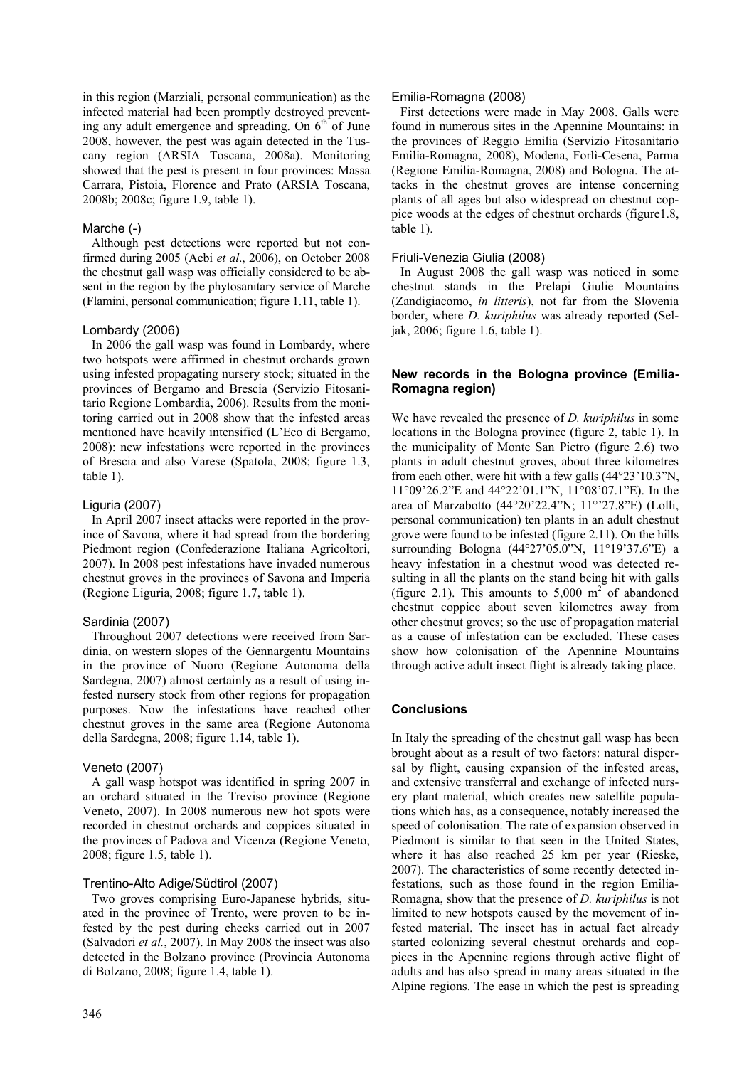in this region (Marziali, personal communication) as the infected material had been promptly destroyed preventing any adult emergence and spreading. On 6th of June 2008, however, the pest was again detected in the Tuscany region (ARSIA Toscana, 2008a). Monitoring showed that the pest is present in four provinces: Massa Carrara, Pistoia, Florence and Prato (ARSIA Toscana, 2008b; 2008c; figure 1.9, table 1).

### Marche (-)

Although pest detections were reported but not confirmed during 2005 (Aebi *et al*., 2006), on October 2008 the chestnut gall wasp was officially considered to be absent in the region by the phytosanitary service of Marche (Flamini, personal communication; figure 1.11, table 1).

### Lombardy (2006)

In 2006 the gall wasp was found in Lombardy, where two hotspots were affirmed in chestnut orchards grown using infested propagating nursery stock; situated in the provinces of Bergamo and Brescia (Servizio Fitosanitario Regione Lombardia, 2006). Results from the monitoring carried out in 2008 show that the infested areas mentioned have heavily intensified (L'Eco di Bergamo, 2008): new infestations were reported in the provinces of Brescia and also Varese (Spatola, 2008; figure 1.3, table 1).

### Liguria (2007)

In April 2007 insect attacks were reported in the province of Savona, where it had spread from the bordering Piedmont region (Confederazione Italiana Agricoltori, 2007). In 2008 pest infestations have invaded numerous chestnut groves in the provinces of Savona and Imperia (Regione Liguria, 2008; figure 1.7, table 1).

### Sardinia (2007)

Throughout 2007 detections were received from Sardinia, on western slopes of the Gennargentu Mountains in the province of Nuoro (Regione Autonoma della Sardegna, 2007) almost certainly as a result of using infested nursery stock from other regions for propagation purposes. Now the infestations have reached other chestnut groves in the same area (Regione Autonoma della Sardegna, 2008; figure 1.14, table 1).

### Veneto (2007)

A gall wasp hotspot was identified in spring 2007 in an orchard situated in the Treviso province (Regione Veneto, 2007). In 2008 numerous new hot spots were recorded in chestnut orchards and coppices situated in the provinces of Padova and Vicenza (Regione Veneto, 2008; figure 1.5, table 1).

### Trentino-Alto Adige/Südtirol (2007)

Two groves comprising Euro-Japanese hybrids, situated in the province of Trento, were proven to be infested by the pest during checks carried out in 2007 (Salvadori *et al.*, 2007). In May 2008 the insect was also detected in the Bolzano province (Provincia Autonoma di Bolzano, 2008; figure 1.4, table 1).

### Emilia-Romagna (2008)

First detections were made in May 2008. Galls were found in numerous sites in the Apennine Mountains: in the provinces of Reggio Emilia (Servizio Fitosanitario Emilia-Romagna, 2008), Modena, Forlì-Cesena, Parma (Regione Emilia-Romagna, 2008) and Bologna. The attacks in the chestnut groves are intense concerning plants of all ages but also widespread on chestnut coppice woods at the edges of chestnut orchards (figure1.8, table 1).

### Friuli-Venezia Giulia (2008)

In August 2008 the gall wasp was noticed in some chestnut stands in the Prelapi Giulie Mountains (Zandigiacomo, *in litteris*), not far from the Slovenia border, where *D. kuriphilus* was already reported (Seljak, 2006; figure 1.6, table 1).

## New records in the Bologna province (Emilia-Romagna region)

We have revealed the presence of *D. kuriphilus* in some locations in the Bologna province (figure 2, table 1). In the municipality of Monte San Pietro (figure 2.6) two plants in adult chestnut groves, about three kilometres from each other, were hit with a few galls (44°23'10.3"N, 11°09'26.2"E and 44°22'01.1"N, 11°08'07.1"E). In the area of Marzabotto (44°20'22.4"N; 11°'27.8"E) (Lolli, personal communication) ten plants in an adult chestnut grove were found to be infested (figure 2.11). On the hills surrounding Bologna (44°27'05.0"N, 11°19'37.6"E) a heavy infestation in a chestnut wood was detected resulting in all the plants on the stand being hit with galls (figure 2.1). This amounts to 5,000 $m^2$ of abandoned chestnut coppice about seven kilometres away from other chestnut groves; so the use of propagation material as a cause of infestation can be excluded. These cases show how colonisation of the Apennine Mountains through active adult insect flight is already taking place.

## Conclusions

In Italy the spreading of the chestnut gall wasp has been brought about as a result of two factors: natural dispersal by flight, causing expansion of the infested areas, and extensive transferral and exchange of infected nursery plant material, which creates new satellite populations which has, as a consequence, notably increased the speed of colonisation. The rate of expansion observed in Piedmont is similar to that seen in the United States, where it has also reached 25 km per year (Rieske, 2007). The characteristics of some recently detected infestations, such as those found in the region Emilia-Romagna, show that the presence of *D. kuriphilus* is not limited to new hotspots caused by the movement of infested material. The insect has in actual fact already started colonizing several chestnut orchards and coppices in the Apennine regions through active flight of adults and has also spread in many areas situated in the Alpine regions. The ease in which the pest is spreading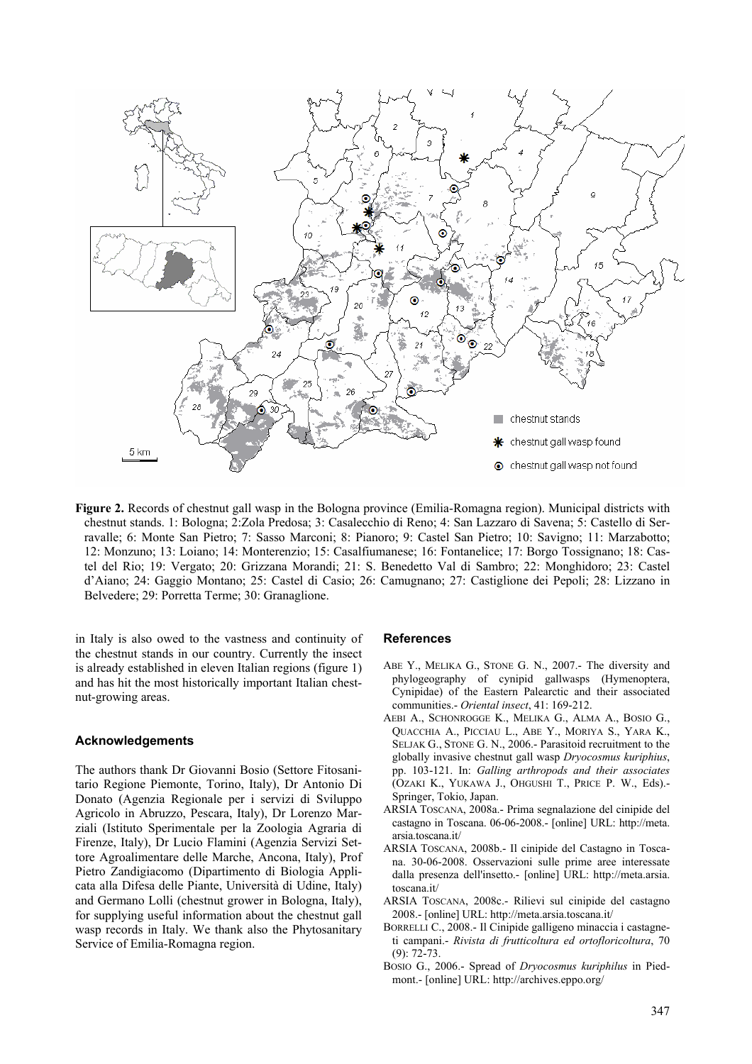**Figure 2.** Records of chestnut gall wasp in the Bologna province (Emilia-Romagna region). Municipal districts with chestnut stands. 1: Bologna; 2:Zola Predosa; 3: Casalecchio di Reno; 4: San Lazzaro di Savena; 5: Castello di Serravalle; 6: Monte San Pietro; 7: Sasso Marconi; 8: Pianoro; 9: Castel San Pietro; 10: Savigno; 11: Marzabotto; 12: Monzuno; 13: Loiano; 14: Monterenzio; 15: Casalfiumanese; 16: Fontanelice; 17: Borgo Tossignano; 18: Castel del Rio; 19: Vergato; 20: Grizzana Morandi; 21: S. Benedetto Val di Sambro; 22: Monghidoro; 23: Castel d'Aiano; 24: Gaggio Montano; 25: Castel di Casio; 26: Camugnano; 27: Castiglione dei Pepoli; 28: Lizzano in Belvedere; 29: Porretta Terme; 30: Granaglione.

in Italy is also owed to the vastness and continuity of the chestnut stands in our country. Currently the insect is already established in eleven Italian regions (figure 1) and has hit the most historically important Italian chestnut-growing areas.

## Acknowledgements

The authors thank Dr Giovanni Bosio (Settore Fitosanitario Regione Piemonte, Torino, Italy), Dr Antonio Di Donato (Agenzia Regionale per i servizi di Sviluppo Agricolo in Abruzzo, Pescara, Italy), Dr Lorenzo Marziali (Istituto Sperimentale per la Zoologia Agraria di Firenze, Italy), Dr Lucio Flamini (Agenzia Servizi Settore Agroalimentare delle Marche, Ancona, Italy), Prof Pietro Zandigiacomo (Dipartimento di Biologia Applicata alla Difesa delle Piante, Università di Udine, Italy) and Germano Lolli (chestnut grower in Bologna, Italy), for supplying useful information about the chestnut gall wasp records in Italy. We thank also the Phytosanitary Service of Emilia-Romagna region.

## References

ABE Y., MELIKA G., STONE G. N., 2007.- The diversity and phylogeography of cynipid gallwasps (Hymenoptera, Cynipidae) of the Eastern Palearctic and their associated communities.- *Oriental insect*, 41: 169-212.

AEBI A., SCHONROGGE K., MELIKA G., ALMA A., BOSIO G., QUACCHIA A., PICCIAU L., ABE Y., MORIYA S., YARA K., SELJAK G., STONE G. N., 2006.- Parasitoid recruitment to the globally invasive chestnut gall wasp *Dryocosmus kuriphius*, pp. 103-121. In: *Galling arthropods and their associates* (OZAKI K., YUKAWA J., OHGUSHI T., PRICE P. W., Eds).- Springer, Tokio, Japan.

ARSIA TOSCANA, 2008a.- Prima segnalazione del cinipide del castagno in Toscana. 06-06-2008.- [online] URL: http://meta.arsia.toscana.it/

ARSIA TOSCANA, 2008b.- Il cinipide del Castagno in Toscana. 30-06-2008. Osservazioni sulle prime aree interessate dalla presenza dell'insetto.- [online] URL: http://meta.arsia.toscana.it/

ARSIA TOSCANA, 2008c.- Rilievi sul cinipide del castagno 2008.- [online] URL: http://meta.arsia.toscana.it/

BORRELLI C., 2008.- Il Cinipide galligeno minaccia i castagneti campani.- *Rivista di frutticoltura ed ortofloricoltura*, 70 (9): 72-73.

BOSIO G., 2006.- Spread of *Dryocosmus kuriphilus* in Piedmont.- [online] URL: http://archives.eppo.org/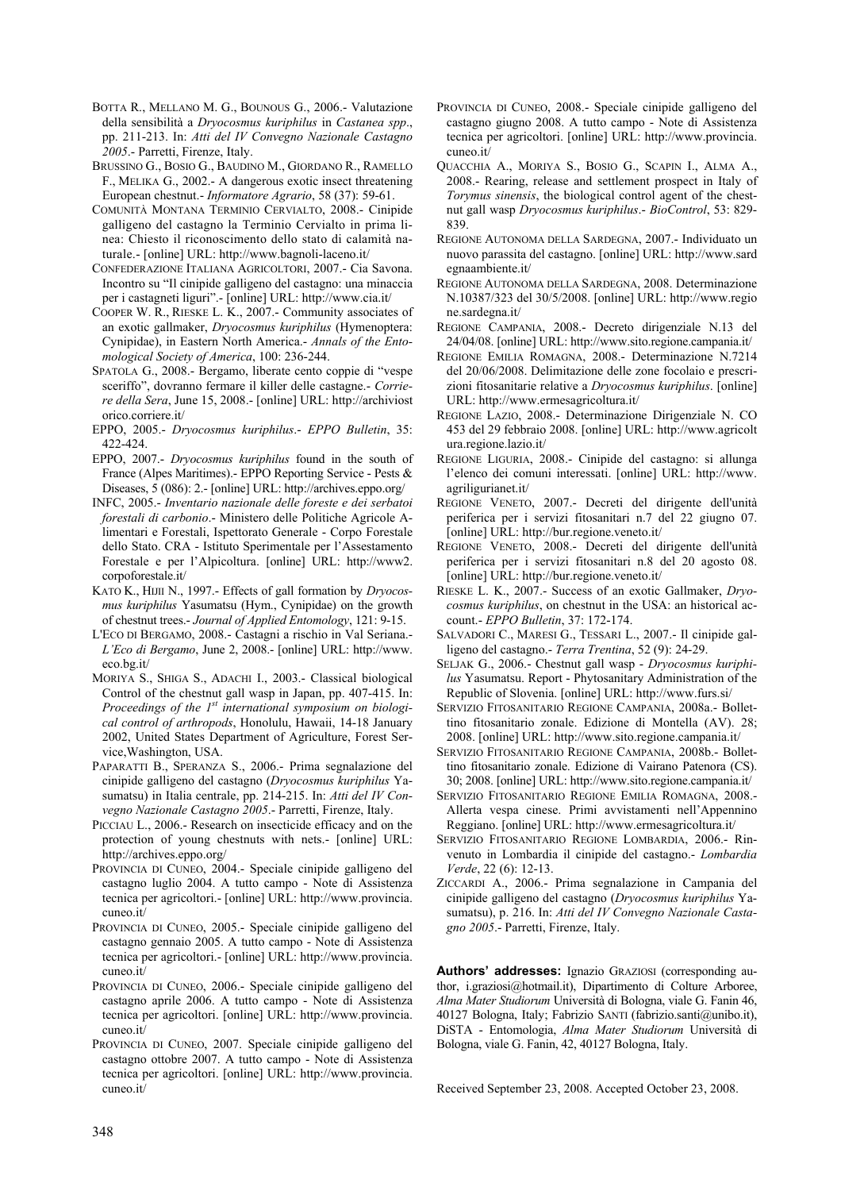BOTTA R., MELLANO M. G., BOUNOUS G., 2006.- Valutazione della sensibilità a *Dryocosmus kuriphilus* in *Castanea spp*., pp. 211-213. In: *Atti del IV Convegno Nazionale Castagno 2005*.- Parretti, Firenze, Italy.

BRUSSINO G., BOSIO G., BAUDINO M., GIORDANO R., RAMELLO F., MELIKA G., 2002.- A dangerous exotic insect threatening European chestnut.- *Informatore Agrario*, 58 (37): 59-61.

COMUNITÀ MONTANA TERMINIO CERVIALTO, 2008.- Cinipide galligeno del castagno la Terminio Cervialto in prima linea: Chiesto il riconoscimento dello stato di calamità naturale.- [online] URL: http://www.bagnoli-laceno.it/

CONFEDERAZIONE ITALIANA AGRICOLTORI, 2007.- Cia Savona. Incontro su "Il cinipide galligeno del castagno: una minaccia per i castagneti liguri".- [online] URL: http://www.cia.it/

COOPER W. R., RIESKE L. K., 2007.- Community associates of an exotic gallmaker, *Dryocosmus kuriphilus* (Hymenoptera: Cynipidae), in Eastern North America.- *Annals of the Entomological Society of America*, 100: 236-244.

SPATOLA G., 2008.- Bergamo, liberate cento coppie di "vespe sceriffo", dovranno fermare il killer delle castagne.- *Corriere della Sera*, June 15, 2008.- [online] URL: http://archiviostorico.corriere.it/

EPPO, 2005.- *Dryocosmus kuriphilus*.- *EPPO Bulletin*, 35: 422-424.

EPPO, 2007.- *Dryocosmus kuriphilus* found in the south of France (Alpes Maritimes).- EPPO Reporting Service - Pests & Diseases, 5 (086): 2.- [online] URL: http://archives.eppo.org/

INFC, 2005.- *Inventario nazionale delle foreste e dei serbatoi forestali di carbonio*.- Ministero delle Politiche Agricole Alimentari e Forestali, Ispettorato Generale - Corpo Forestale dello Stato. CRA - Istituto Sperimentale per l'Assestamento Forestale e per l'Alpicoltura. [online] URL: http://www2.corpoforestale.it/

KATO K., HIJII N., 1997.- Effects of gall formation by *Dryocosmus kuriphilus* Yasumatsu (Hym., Cynipidae) on the growth of chestnut trees.- *Journal of Applied Entomology*, 121: 9-15.

L'ECO DI BERGAMO, 2008.- Castagni a rischio in Val Seriana.- *L'Eco di Bergamo*, June 2, 2008.- [online] URL: http://www.eco.bg.it/

MORIYA S., SHIGA S., ADACHI I., 2003.- Classical biological Control of the chestnut gall wasp in Japan, pp. 407-415. In: *Proceedings of the 1st international symposium on biological control of arthropods*, Honolulu, Hawaii, 14-18 January 2002, United States Department of Agriculture, Forest Service, Washington, USA.

PAPARATTI B., SPERANZA S., 2006.- Prima segnalazione del cinipide galligeno del castagno (*Dryocosmus kuriphilus* Yasumatsu) in Italia centrale, pp. 214-215. In: *Atti del IV Convegno Nazionale Castagno 2005*.- Parretti, Firenze, Italy.

PICCIAU L., 2006.- Research on insecticide efficacy and on the protection of young chestnuts with nets.- [online] URL: http://archives.eppo.org/

PROVINCIA DI CUNEO, 2004.- Speciale cinipide galligeno del castagno luglio 2004. A tutto campo - Note di Assistenza tecnica per agricoltori.- [online] URL: http://www.provincia.cuneo.it/

PROVINCIA DI CUNEO, 2005.- Speciale cinipide galligeno del castagno gennaio 2005. A tutto campo - Note di Assistenza tecnica per agricoltori.- [online] URL: http://www.provincia.cuneo.it/

PROVINCIA DI CUNEO, 2006.- Speciale cinipide galligeno del castagno aprile 2006. A tutto campo - Note di Assistenza tecnica per agricoltori. [online] URL: http://www.provincia.cuneo.it/

PROVINCIA DI CUNEO, 2007. Speciale cinipide galligeno del castagno ottobre 2007. A tutto campo - Note di Assistenza tecnica per agricoltori. [online] URL: http://www.provincia.cuneo.it/

PROVINCIA DI CUNEO, 2008.- Speciale cinipide galligeno del castagno giugno 2008. A tutto campo - Note di Assistenza tecnica per agricoltori. [online] URL: http://www.provincia.cuneo.it/

QUACCHIA A., MORIYA S., BOSIO G., SCAPIN I., ALMA A., 2008.- Rearing, release and settlement prospect in Italy of *Torymus sinensis*, the biological control agent of the chestnut gall wasp *Dryocosmus kuriphilus*.- *BioControl*, 53: 829-839.

REGIONE AUTONOMA DELLA SARDEGNA, 2007.- Individuato un nuovo parassita del castagno. [online] URL: http://www.sardegnaambiente.it/

REGIONE AUTONOMA DELLA SARDEGNA, 2008. Determinazione N.10387/323 del 30/5/2008. [online] URL: http://www.regione.sardegna.it/

REGIONE CAMPANIA, 2008.- Decreto dirigenziale N.13 del 24/04/08. [online] URL: http://www.sito.regione.campania.it/

REGIONE EMILIA ROMAGNA, 2008.- Determinazione N.7214 del 20/06/2008. Delimitazione delle zone focolaio e prescrizioni fitosanitarie relative a *Dryocosmus kuriphilus*. [online] URL: http://www.ermesagricoltura.it/

REGIONE LAZIO, 2008.- Determinazione Dirigenziale N. CO 453 del 29 febbraio 2008. [online] URL: http://www.agricoltura.regione.lazio.it/

REGIONE LIGURIA, 2008.- Cinipide del castagno: si allunga l'elenco dei comuni interessati. [online] URL: http://www.agriligurianet.it/

REGIONE VENETO, 2007.- Decreti del dirigente dell'unità periferica per i servizi fitosanitari n.7 del 22 giugno 07. [online] URL: http://bur.regione.veneto.it/

REGIONE VENETO, 2008.- Decreti del dirigente dell'unità periferica per i servizi fitosanitari n.8 del 20 agosto 08. [online] URL: http://bur.regione.veneto.it/

RIESKE L. K., 2007.- Success of an exotic Gallmaker, *Dryocosmus kuriphilus*, on chestnut in the USA: an historical account.- *EPPO Bulletin*, 37: 172-174.

SALVADORI C., MARESI G., TESSARI L., 2007.- Il cinipide galligeno del castagno.- *Terra Trentina*, 52 (9): 24-29.

SELJAK G., 2006.- Chestnut gall wasp - *Dryocosmus kuriphilus* Yasumatsu. Report - Phytosanitary Administration of the Republic of Slovenia. [online] URL: http://www.furs.si/

SERVIZIO FITOSANITARIO REGIONE CAMPANIA, 2008a.- Bollettino fitosanitario zonale. Edizione di Montella (AV). 28; 2008. [online] URL: http://www.sito.regione.campania.it/

SERVIZIO FITOSANITARIO REGIONE CAMPANIA, 2008b.- Bollettino fitosanitario zonale. Edizione di Vairano Patenora (CS). 30; 2008. [online] URL: http://www.sito.regione.campania.it/

SERVIZIO FITOSANITARIO REGIONE EMILIA ROMAGNA, 2008.- Allerta vespa cinese. Primi avvistamenti nell'Appennino Reggiano. [online] URL: http://www.ermesagricoltura.it/

SERVIZIO FITOSANITARIO REGIONE LOMBARDIA, 2006.- Rinvenuto in Lombardia il cinipide del castagno.- *Lombardia Verde*, 22 (6): 12-13.

ZICCARDI A., 2006.- Prima segnalazione in Campania del cinipide galligeno del castagno (*Dryocosmus kuriphilus* Yasumatsu), p. 216. In: *Atti del IV Convegno Nazionale Castagno 2005*.- Parretti, Firenze, Italy.

**Authors' addresses:** Ignazio GRAZIOSI (corresponding author, i.graziosi@hotmail.it), Dipartimento di Colture Arboree, *Alma Mater Studiorum* Università di Bologna, viale G. Fanin 46, 40127 Bologna, Italy; Fabrizio SANTI (fabrizio.santi@unibo.it), DiSTA - Entomologia, *Alma Mater Studiorum* Università di Bologna, viale G. Fanin, 42, 40127 Bologna, Italy.

Received September 23, 2008. Accepted October 23, 2008.